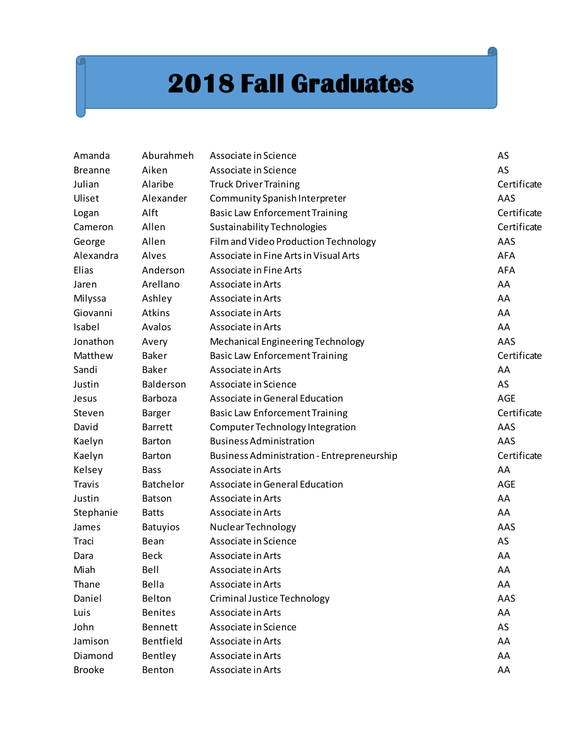# 2018 Fall Graduates

| | | | |
|---|---|---|---|
| Amanda | Aburahmeh | Associate in Science | AS |
| Breanne | Aiken | Associate in Science | AS |
| Julian | Alaribe | Truck Driver Training | Certificate |
| Uliset | Alexander | Community Spanish Interpreter | AAS |
| Logan | Alft | Basic Law Enforcement Training | Certificate |
| Cameron | Allen | Sustainability Technologies | Certificate |
| George | Allen | Film and Video Production Technology | AAS |
| Alexandra | Alves | Associate in Fine Arts in Visual Arts | AFA |
| Elias | Anderson | Associate in Fine Arts | AFA |
| Jaren | Arellano | Associate in Arts | AA |
| Milyssa | Ashley | Associate in Arts | AA |
| Giovanni | Atkins | Associate in Arts | AA |
| Isabel | Avalos | Associate in Arts | AA |
| Jonathon | Avery | Mechanical Engineering Technology | AAS |
| Matthew | Baker | Basic Law Enforcement Training | Certificate |
| Sandi | Baker | Associate in Arts | AA |
| Justin | Balderson | Associate in Science | AS |
| Jesus | Barboza | Associate in General Education | AGE |
| Steven | Barger | Basic Law Enforcement Training | Certificate |
| David | Barrett | Computer Technology Integration | AAS |
| Kaelyn | Barton | Business Administration | AAS |
| Kaelyn | Barton | Business Administration - Entrepreneurship | Certificate |
| Kelsey | Bass | Associate in Arts | AA |
| Travis | Batchelor | Associate in General Education | AGE |
| Justin | Batson | Associate in Arts | AA |
| Stephanie | Batts | Associate in Arts | AA |
| James | Batuyios | Nuclear Technology | AAS |
| Traci | Bean | Associate in Science | AS |
| Dara | Beck | Associate in Arts | AA |
| Miah | Bell | Associate in Arts | AA |
| Thane | Bella | Associate in Arts | AA |
| Daniel | Belton | Criminal Justice Technology | AAS |
| Luis | Benites | Associate in Arts | AA |
| John | Bennett | Associate in Science | AS |
| Jamison | Bentfield | Associate in Arts | AA |
| Diamond | Bentley | Associate in Arts | AA |
| Brooke | Benton | Associate in Arts | AA |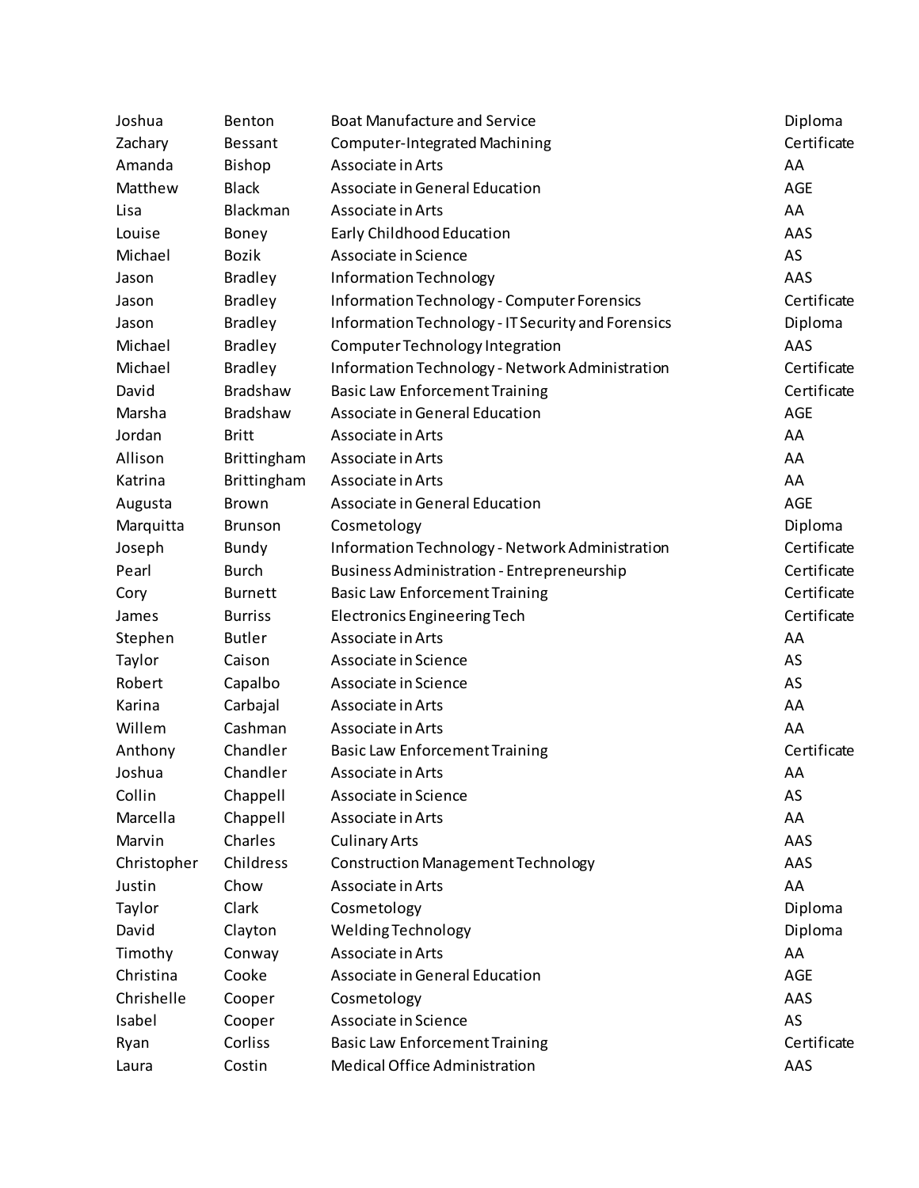| | | | |
|---|---|---|---|
| Joshua | Benton | Boat Manufacture and Service | Diploma |
| Zachary | Bessant | Computer-Integrated Machining | Certificate |
| Amanda | Bishop | Associate in Arts | AA |
| Matthew | Black | Associate in General Education | AGE |
| Lisa | Blackman | Associate in Arts | AA |
| Louise | Boney | Early Childhood Education | AAS |
| Michael | Bozik | Associate in Science | AS |
| Jason | Bradley | Information Technology | AAS |
| Jason | Bradley | Information Technology - Computer Forensics | Certificate |
| Jason | Bradley | Information Technology - IT Security and Forensics | Diploma |
| Michael | Bradley | Computer Technology Integration | AAS |
| Michael | Bradley | Information Technology - Network Administration | Certificate |
| David | Bradshaw | Basic Law Enforcement Training | Certificate |
| Marsha | Bradshaw | Associate in General Education | AGE |
| Jordan | Britt | Associate in Arts | AA |
| Allison | Brittingham | Associate in Arts | AA |
| Katrina | Brittingham | Associate in Arts | AA |
| Augusta | Brown | Associate in General Education | AGE |
| Marquitta | Brunson | Cosmetology | Diploma |
| Joseph | Bundy | Information Technology - Network Administration | Certificate |
| Pearl | Burch | Business Administration - Entrepreneurship | Certificate |
| Cory | Burnett | Basic Law Enforcement Training | Certificate |
| James | Burriss | Electronics Engineering Tech | Certificate |
| Stephen | Butler | Associate in Arts | AA |
| Taylor | Caison | Associate in Science | AS |
| Robert | Capalbo | Associate in Science | AS |
| Karina | Carbajal | Associate in Arts | AA |
| Willem | Cashman | Associate in Arts | AA |
| Anthony | Chandler | Basic Law Enforcement Training | Certificate |
| Joshua | Chandler | Associate in Arts | AA |
| Collin | Chappell | Associate in Science | AS |
| Marcella | Chappell | Associate in Arts | AA |
| Marvin | Charles | Culinary Arts | AAS |
| Christopher | Childress | Construction Management Technology | AAS |
| Justin | Chow | Associate in Arts | AA |
| Taylor | Clark | Cosmetology | Diploma |
| David | Clayton | Welding Technology | Diploma |
| Timothy | Conway | Associate in Arts | AA |
| Christina | Cooke | Associate in General Education | AGE |
| Chrishelle | Cooper | Cosmetology | AAS |
| Isabel | Cooper | Associate in Science | AS |
| Ryan | Corliss | Basic Law Enforcement Training | Certificate |
| Laura | Costin | Medical Office Administration | AAS |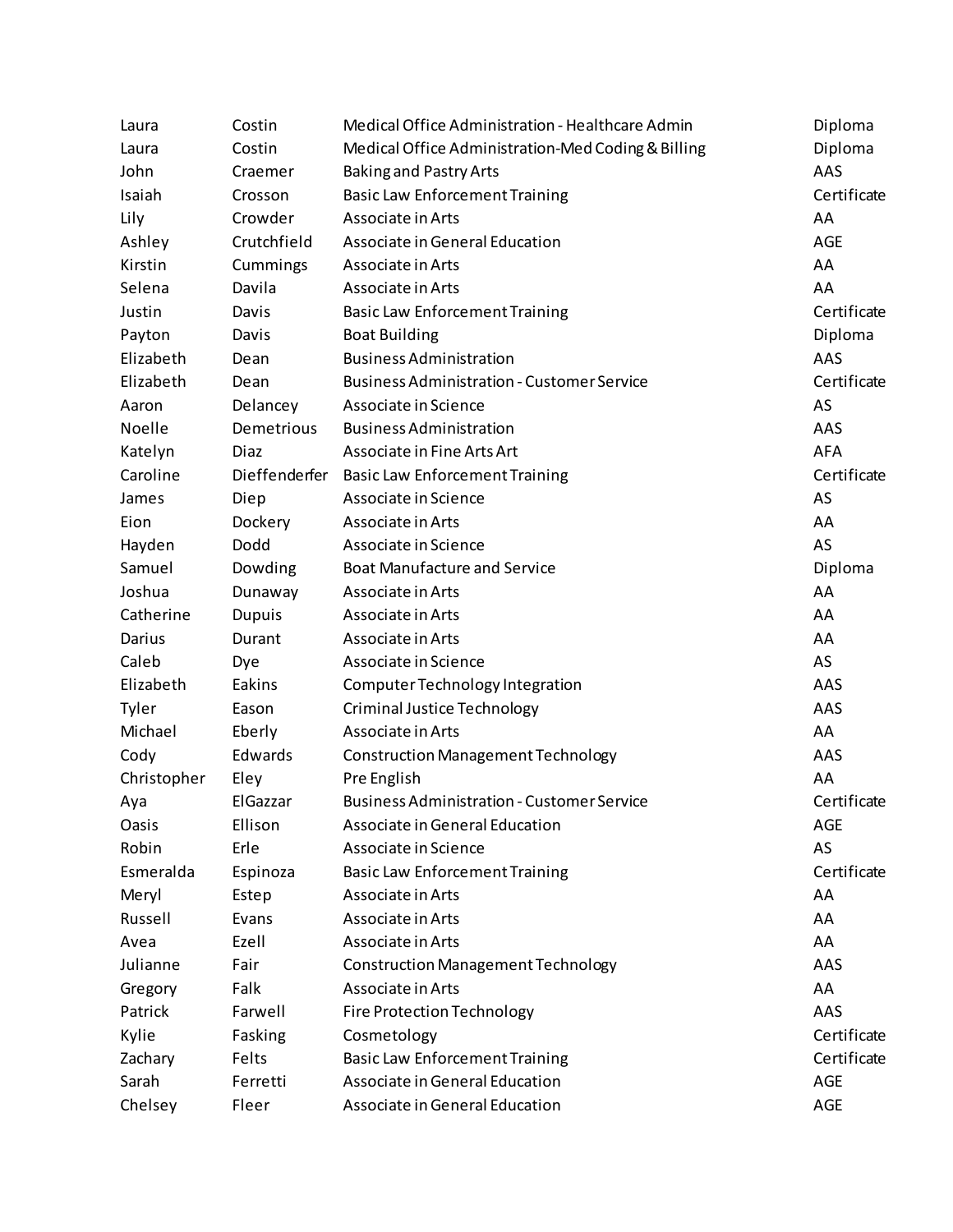| | | | |
|---|---|---|---|
| Laura | Costin | Medical Office Administration - Healthcare Admin | Diploma |
| Laura | Costin | Medical Office Administration-Med Coding & Billing | Diploma |
| John | Craemer | Baking and Pastry Arts | AAS |
| Isaiah | Crosson | Basic Law Enforcement Training | Certificate |
| Lily | Crowder | Associate in Arts | AA |
| Ashley | Crutchfield | Associate in General Education | AGE |
| Kirstin | Cummings | Associate in Arts | AA |
| Selena | Davila | Associate in Arts | AA |
| Justin | Davis | Basic Law Enforcement Training | Certificate |
| Payton | Davis | Boat Building | Diploma |
| Elizabeth | Dean | Business Administration | AAS |
| Elizabeth | Dean | Business Administration - Customer Service | Certificate |
| Aaron | Delancey | Associate in Science | AS |
| Noelle | Demetrious | Business Administration | AAS |
| Katelyn | Diaz | Associate in Fine Arts Art | AFA |
| Caroline | Dieffenderfer | Basic Law Enforcement Training | Certificate |
| James | Diep | Associate in Science | AS |
| Eion | Dockery | Associate in Arts | AA |
| Hayden | Dodd | Associate in Science | AS |
| Samuel | Dowding | Boat Manufacture and Service | Diploma |
| Joshua | Dunaway | Associate in Arts | AA |
| Catherine | Dupuis | Associate in Arts | AA |
| Darius | Durant | Associate in Arts | AA |
| Caleb | Dye | Associate in Science | AS |
| Elizabeth | Eakins | Computer Technology Integration | AAS |
| Tyler | Eason | Criminal Justice Technology | AAS |
| Michael | Eberly | Associate in Arts | AA |
| Cody | Edwards | Construction Management Technology | AAS |
| Christopher | Eley | Pre English | AA |
| Aya | ElGazzar | Business Administration - Customer Service | Certificate |
| Oasis | Ellison | Associate in General Education | AGE |
| Robin | Erle | Associate in Science | AS |
| Esmeralda | Espinoza | Basic Law Enforcement Training | Certificate |
| Meryl | Estep | Associate in Arts | AA |
| Russell | Evans | Associate in Arts | AA |
| Avea | Ezell | Associate in Arts | AA |
| Julianne | Fair | Construction Management Technology | AAS |
| Gregory | Falk | Associate in Arts | AA |
| Patrick | Farwell | Fire Protection Technology | AAS |
| Kylie | Fasking | Cosmetology | Certificate |
| Zachary | Felts | Basic Law Enforcement Training | Certificate |
| Sarah | Ferretti | Associate in General Education | AGE |
| Chelsey | Fleer | Associate in General Education | AGE |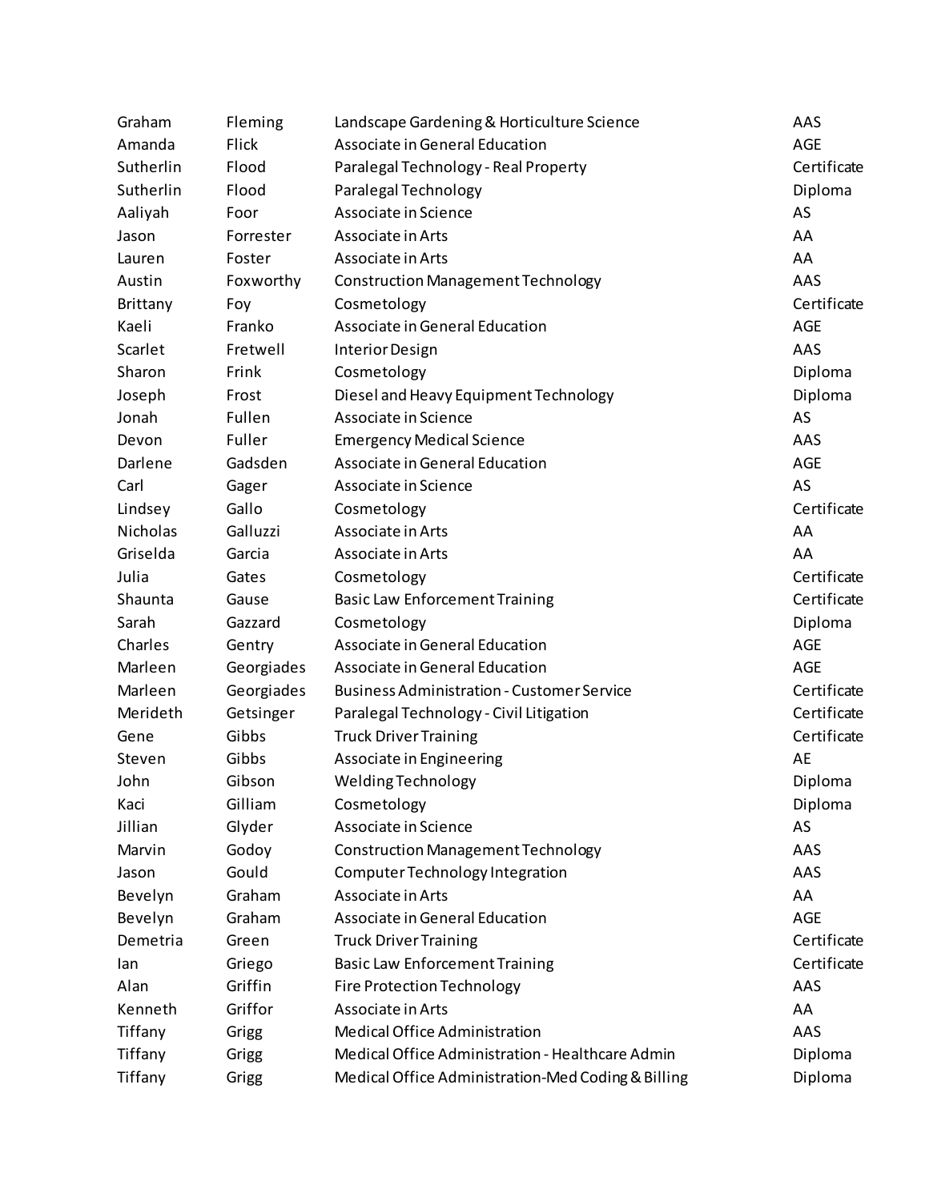| | | | |
|---|---|---|---|
| Graham | Fleming | Landscape Gardening & Horticulture Science | AAS |
| Amanda | Flick | Associate in General Education | AGE |
| Sutherlin | Flood | Paralegal Technology - Real Property | Certificate |
| Sutherlin | Flood | Paralegal Technology | Diploma |
| Aaliyah | Foor | Associate in Science | AS |
| Jason | Forrester | Associate in Arts | AA |
| Lauren | Foster | Associate in Arts | AA |
| Austin | Foxworthy | Construction Management Technology | AAS |
| Brittany | Foy | Cosmetology | Certificate |
| Kaeli | Franko | Associate in General Education | AGE |
| Scarlet | Fretwell | Interior Design | AAS |
| Sharon | Frink | Cosmetology | Diploma |
| Joseph | Frost | Diesel and Heavy Equipment Technology | Diploma |
| Jonah | Fullen | Associate in Science | AS |
| Devon | Fuller | Emergency Medical Science | AAS |
| Darlene | Gadsden | Associate in General Education | AGE |
| Carl | Gager | Associate in Science | AS |
| Lindsey | Gallo | Cosmetology | Certificate |
| Nicholas | Galluzzi | Associate in Arts | AA |
| Griselda | Garcia | Associate in Arts | AA |
| Julia | Gates | Cosmetology | Certificate |
| Shaunta | Gause | Basic Law Enforcement Training | Certificate |
| Sarah | Gazzard | Cosmetology | Diploma |
| Charles | Gentry | Associate in General Education | AGE |
| Marleen | Georgiades | Associate in General Education | AGE |
| Marleen | Georgiades | Business Administration - Customer Service | Certificate |
| Merideth | Getsinger | Paralegal Technology - Civil Litigation | Certificate |
| Gene | Gibbs | Truck Driver Training | Certificate |
| Steven | Gibbs | Associate in Engineering | AE |
| John | Gibson | Welding Technology | Diploma |
| Kaci | Gilliam | Cosmetology | Diploma |
| Jillian | Glyder | Associate in Science | AS |
| Marvin | Godoy | Construction Management Technology | AAS |
| Jason | Gould | Computer Technology Integration | AAS |
| Bevelyn | Graham | Associate in Arts | AA |
| Bevelyn | Graham | Associate in General Education | AGE |
| Demetria | Green | Truck Driver Training | Certificate |
| Ian | Griego | Basic Law Enforcement Training | Certificate |
| Alan | Griffin | Fire Protection Technology | AAS |
| Kenneth | Griffor | Associate in Arts | AA |
| Tiffany | Grigg | Medical Office Administration | AAS |
| Tiffany | Grigg | Medical Office Administration - Healthcare Admin | Diploma |
| Tiffany | Grigg | Medical Office Administration-Med Coding & Billing | Diploma |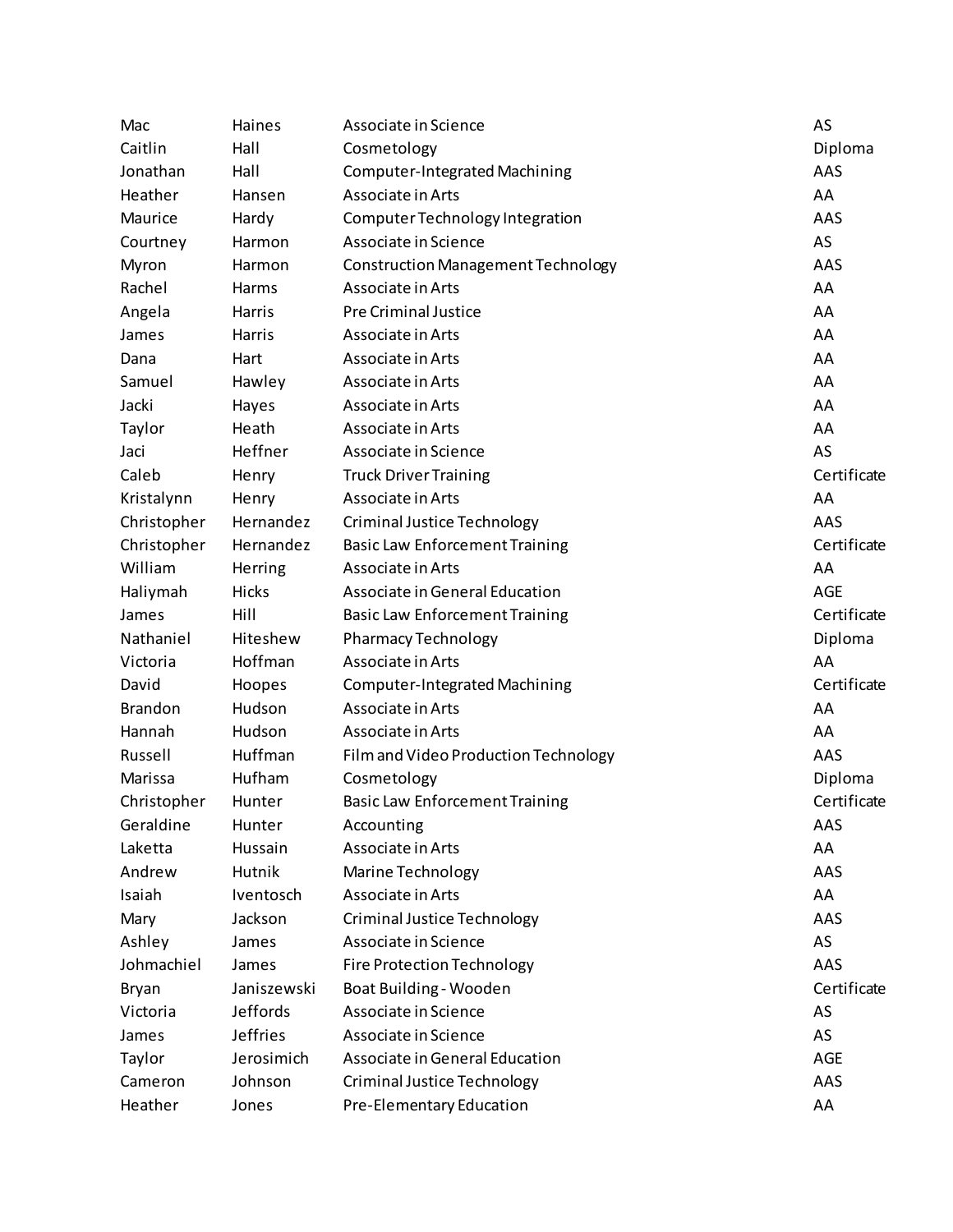| | | | |
|---|---|---|---|
| Mac | Haines | Associate in Science | AS |
| Caitlin | Hall | Cosmetology | Diploma |
| Jonathan | Hall | Computer-Integrated Machining | AAS |
| Heather | Hansen | Associate in Arts | AA |
| Maurice | Hardy | Computer Technology Integration | AAS |
| Courtney | Harmon | Associate in Science | AS |
| Myron | Harmon | Construction Management Technology | AAS |
| Rachel | Harms | Associate in Arts | AA |
| Angela | Harris | Pre Criminal Justice | AA |
| James | Harris | Associate in Arts | AA |
| Dana | Hart | Associate in Arts | AA |
| Samuel | Hawley | Associate in Arts | AA |
| Jacki | Hayes | Associate in Arts | AA |
| Taylor | Heath | Associate in Arts | AA |
| Jaci | Heffner | Associate in Science | AS |
| Caleb | Henry | Truck Driver Training | Certificate |
| Kristalynn | Henry | Associate in Arts | AA |
| Christopher | Hernandez | Criminal Justice Technology | AAS |
| Christopher | Hernandez | Basic Law Enforcement Training | Certificate |
| William | Herring | Associate in Arts | AA |
| Haliymah | Hicks | Associate in General Education | AGE |
| James | Hill | Basic Law Enforcement Training | Certificate |
| Nathaniel | Hiteshew | Pharmacy Technology | Diploma |
| Victoria | Hoffman | Associate in Arts | AA |
| David | Hoopes | Computer-Integrated Machining | Certificate |
| Brandon | Hudson | Associate in Arts | AA |
| Hannah | Hudson | Associate in Arts | AA |
| Russell | Huffman | Film and Video Production Technology | AAS |
| Marissa | Hufham | Cosmetology | Diploma |
| Christopher | Hunter | Basic Law Enforcement Training | Certificate |
| Geraldine | Hunter | Accounting | AAS |
| Laketta | Hussain | Associate in Arts | AA |
| Andrew | Hutnik | Marine Technology | AAS |
| Isaiah | Iventosch | Associate in Arts | AA |
| Mary | Jackson | Criminal Justice Technology | AAS |
| Ashley | James | Associate in Science | AS |
| Johmachiel | James | Fire Protection Technology | AAS |
| Bryan | Janiszewski | Boat Building - Wooden | Certificate |
| Victoria | Jeffords | Associate in Science | AS |
| James | Jeffries | Associate in Science | AS |
| Taylor | Jerosimich | Associate in General Education | AGE |
| Cameron | Johnson | Criminal Justice Technology | AAS |
| Heather | Jones | Pre-Elementary Education | AA |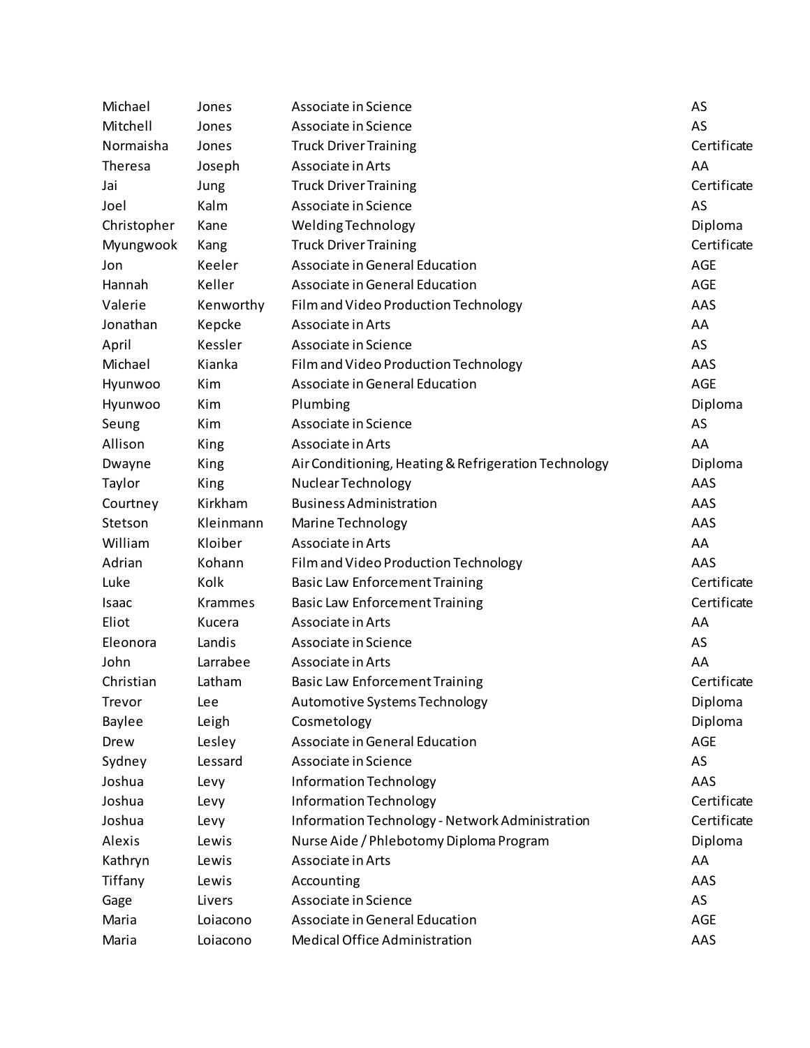| | | | |
|---|---|---|---|
| Michael | Jones | Associate in Science | AS |
| Mitchell | Jones | Associate in Science | AS |
| Normaisha | Jones | Truck Driver Training | Certificate |
| Theresa | Joseph | Associate in Arts | AA |
| Jai | Jung | Truck Driver Training | Certificate |
| Joel | Kalm | Associate in Science | AS |
| Christopher | Kane | Welding Technology | Diploma |
| Myungwook | Kang | Truck Driver Training | Certificate |
| Jon | Keeler | Associate in General Education | AGE |
| Hannah | Keller | Associate in General Education | AGE |
| Valerie | Kenworthy | Film and Video Production Technology | AAS |
| Jonathan | Kepcke | Associate in Arts | AA |
| April | Kessler | Associate in Science | AS |
| Michael | Kianka | Film and Video Production Technology | AAS |
| Hyunwoo | Kim | Associate in General Education | AGE |
| Hyunwoo | Kim | Plumbing | Diploma |
| Seung | Kim | Associate in Science | AS |
| Allison | King | Associate in Arts | AA |
| Dwayne | King | Air Conditioning, Heating & Refrigeration Technology | Diploma |
| Taylor | King | Nuclear Technology | AAS |
| Courtney | Kirkham | Business Administration | AAS |
| Stetson | Kleinmann | Marine Technology | AAS |
| William | Kloiber | Associate in Arts | AA |
| Adrian | Kohann | Film and Video Production Technology | AAS |
| Luke | Kolk | Basic Law Enforcement Training | Certificate |
| Isaac | Krammes | Basic Law Enforcement Training | Certificate |
| Eliot | Kucera | Associate in Arts | AA |
| Eleonora | Landis | Associate in Science | AS |
| John | Larrabee | Associate in Arts | AA |
| Christian | Latham | Basic Law Enforcement Training | Certificate |
| Trevor | Lee | Automotive Systems Technology | Diploma |
| Baylee | Leigh | Cosmetology | Diploma |
| Drew | Lesley | Associate in General Education | AGE |
| Sydney | Lessard | Associate in Science | AS |
| Joshua | Levy | Information Technology | AAS |
| Joshua | Levy | Information Technology | Certificate |
| Joshua | Levy | Information Technology - Network Administration | Certificate |
| Alexis | Lewis | Nurse Aide / Phlebotomy Diploma Program | Diploma |
| Kathryn | Lewis | Associate in Arts | AA |
| Tiffany | Lewis | Accounting | AAS |
| Gage | Livers | Associate in Science | AS |
| Maria | Loiacono | Associate in General Education | AGE |
| Maria | Loiacono | Medical Office Administration | AAS |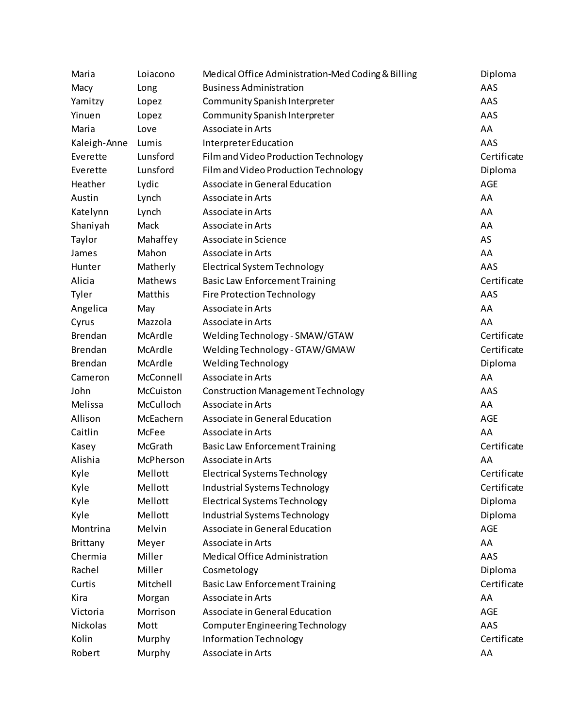| | | | |
|---|---|---|---|
| Maria | Loiacono | Medical Office Administration-Med Coding & Billing | Diploma |
| Macy | Long | Business Administration | AAS |
| Yamitzy | Lopez | Community Spanish Interpreter | AAS |
| Yinuen | Lopez | Community Spanish Interpreter | AAS |
| Maria | Love | Associate in Arts | AA |
| Kaleigh-Anne | Lumis | Interpreter Education | AAS |
| Everette | Lunsford | Film and Video Production Technology | Certificate |
| Everette | Lunsford | Film and Video Production Technology | Diploma |
| Heather | Lydic | Associate in General Education | AGE |
| Austin | Lynch | Associate in Arts | AA |
| Katelynn | Lynch | Associate in Arts | AA |
| Shaniyah | Mack | Associate in Arts | AA |
| Taylor | Mahaffey | Associate in Science | AS |
| James | Mahon | Associate in Arts | AA |
| Hunter | Matherly | Electrical System Technology | AAS |
| Alicia | Mathews | Basic Law Enforcement Training | Certificate |
| Tyler | Matthis | Fire Protection Technology | AAS |
| Angelica | May | Associate in Arts | AA |
| Cyrus | Mazzola | Associate in Arts | AA |
| Brendan | McArdle | Welding Technology - SMAW/GTAW | Certificate |
| Brendan | McArdle | Welding Technology - GTAW/GMAW | Certificate |
| Brendan | McArdle | Welding Technology | Diploma |
| Cameron | McConnell | Associate in Arts | AA |
| John | McCuiston | Construction Management Technology | AAS |
| Melissa | McCulloch | Associate in Arts | AA |
| Allison | McEachern | Associate in General Education | AGE |
| Caitlin | McFee | Associate in Arts | AA |
| Kasey | McGrath | Basic Law Enforcement Training | Certificate |
| Alishia | McPherson | Associate in Arts | AA |
| Kyle | Mellott | Electrical Systems Technology | Certificate |
| Kyle | Mellott | Industrial Systems Technology | Certificate |
| Kyle | Mellott | Electrical Systems Technology | Diploma |
| Kyle | Mellott | Industrial Systems Technology | Diploma |
| Montrina | Melvin | Associate in General Education | AGE |
| Brittany | Meyer | Associate in Arts | AA |
| Chermia | Miller | Medical Office Administration | AAS |
| Rachel | Miller | Cosmetology | Diploma |
| Curtis | Mitchell | Basic Law Enforcement Training | Certificate |
| Kira | Morgan | Associate in Arts | AA |
| Victoria | Morrison | Associate in General Education | AGE |
| Nickolas | Mott | Computer Engineering Technology | AAS |
| Kolin | Murphy | Information Technology | Certificate |
| Robert | Murphy | Associate in Arts | AA |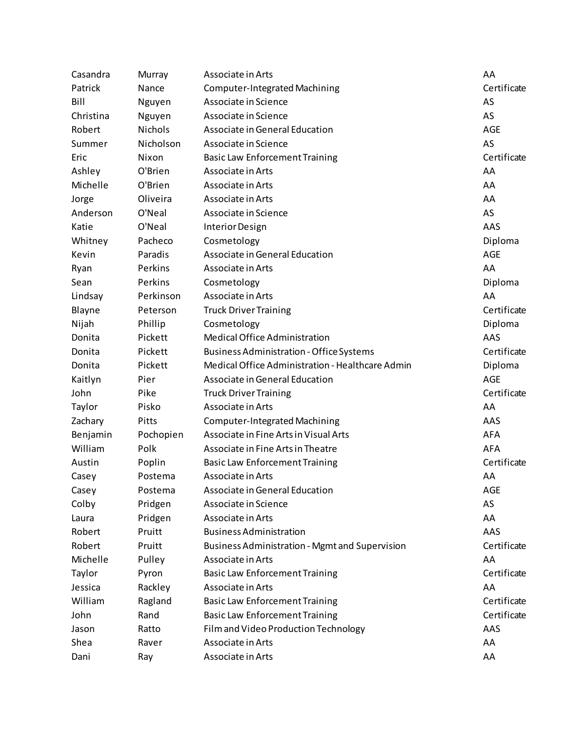| | | | |
|---|---|---|---|
| Casandra | Murray | Associate in Arts | AA |
| Patrick | Nance | Computer-Integrated Machining | Certificate |
| Bill | Nguyen | Associate in Science | AS |
| Christina | Nguyen | Associate in Science | AS |
| Robert | Nichols | Associate in General Education | AGE |
| Summer | Nicholson | Associate in Science | AS |
| Eric | Nixon | Basic Law Enforcement Training | Certificate |
| Ashley | O'Brien | Associate in Arts | AA |
| Michelle | O'Brien | Associate in Arts | AA |
| Jorge | Oliveira | Associate in Arts | AA |
| Anderson | O'Neal | Associate in Science | AS |
| Katie | O'Neal | Interior Design | AAS |
| Whitney | Pacheco | Cosmetology | Diploma |
| Kevin | Paradis | Associate in General Education | AGE |
| Ryan | Perkins | Associate in Arts | AA |
| Sean | Perkins | Cosmetology | Diploma |
| Lindsay | Perkinson | Associate in Arts | AA |
| Blayne | Peterson | Truck Driver Training | Certificate |
| Nijah | Phillip | Cosmetology | Diploma |
| Donita | Pickett | Medical Office Administration | AAS |
| Donita | Pickett | Business Administration - Office Systems | Certificate |
| Donita | Pickett | Medical Office Administration - Healthcare Admin | Diploma |
| Kaitlyn | Pier | Associate in General Education | AGE |
| John | Pike | Truck Driver Training | Certificate |
| Taylor | Pisko | Associate in Arts | AA |
| Zachary | Pitts | Computer-Integrated Machining | AAS |
| Benjamin | Pochopien | Associate in Fine Arts in Visual Arts | AFA |
| William | Polk | Associate in Fine Arts in Theatre | AFA |
| Austin | Poplin | Basic Law Enforcement Training | Certificate |
| Casey | Postema | Associate in Arts | AA |
| Casey | Postema | Associate in General Education | AGE |
| Colby | Pridgen | Associate in Science | AS |
| Laura | Pridgen | Associate in Arts | AA |
| Robert | Pruitt | Business Administration | AAS |
| Robert | Pruitt | Business Administration - Mgmt and Supervision | Certificate |
| Michelle | Pulley | Associate in Arts | AA |
| Taylor | Pyron | Basic Law Enforcement Training | Certificate |
| Jessica | Rackley | Associate in Arts | AA |
| William | Ragland | Basic Law Enforcement Training | Certificate |
| John | Rand | Basic Law Enforcement Training | Certificate |
| Jason | Ratto | Film and Video Production Technology | AAS |
| Shea | Raver | Associate in Arts | AA |
| Dani | Ray | Associate in Arts | AA |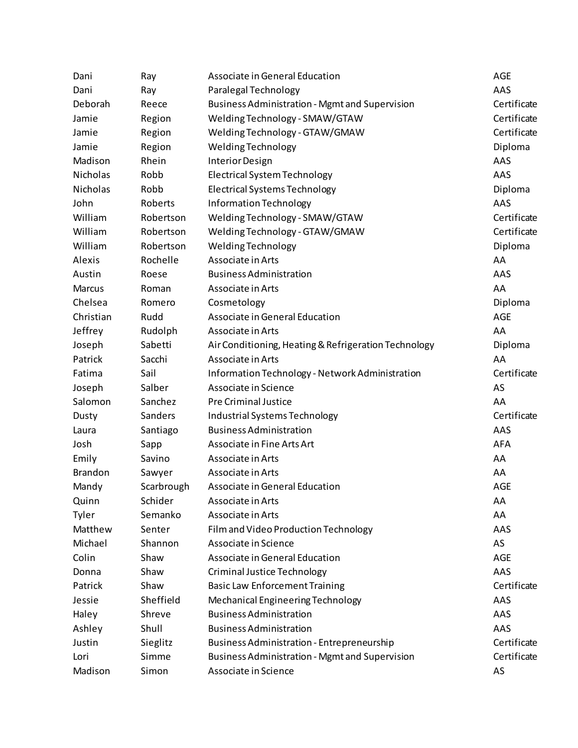| | | | |
|---|---|---|---|
| Dani | Ray | Associate in General Education | AGE |
| Dani | Ray | Paralegal Technology | AAS |
| Deborah | Reece | Business Administration - Mgmt and Supervision | Certificate |
| Jamie | Region | Welding Technology - SMAW/GTAW | Certificate |
| Jamie | Region | Welding Technology - GTAW/GMAW | Certificate |
| Jamie | Region | Welding Technology | Diploma |
| Madison | Rhein | Interior Design | AAS |
| Nicholas | Robb | Electrical System Technology | AAS |
| Nicholas | Robb | Electrical Systems Technology | Diploma |
| John | Roberts | Information Technology | AAS |
| William | Robertson | Welding Technology - SMAW/GTAW | Certificate |
| William | Robertson | Welding Technology - GTAW/GMAW | Certificate |
| William | Robertson | Welding Technology | Diploma |
| Alexis | Rochelle | Associate in Arts | AA |
| Austin | Roese | Business Administration | AAS |
| Marcus | Roman | Associate in Arts | AA |
| Chelsea | Romero | Cosmetology | Diploma |
| Christian | Rudd | Associate in General Education | AGE |
| Jeffrey | Rudolph | Associate in Arts | AA |
| Joseph | Sabetti | Air Conditioning, Heating & Refrigeration Technology | Diploma |
| Patrick | Sacchi | Associate in Arts | AA |
| Fatima | Sail | Information Technology - Network Administration | Certificate |
| Joseph | Salber | Associate in Science | AS |
| Salomon | Sanchez | Pre Criminal Justice | AA |
| Dusty | Sanders | Industrial Systems Technology | Certificate |
| Laura | Santiago | Business Administration | AAS |
| Josh | Sapp | Associate in Fine Arts Art | AFA |
| Emily | Savino | Associate in Arts | AA |
| Brandon | Sawyer | Associate in Arts | AA |
| Mandy | Scarbrough | Associate in General Education | AGE |
| Quinn | Schider | Associate in Arts | AA |
| Tyler | Semanko | Associate in Arts | AA |
| Matthew | Senter | Film and Video Production Technology | AAS |
| Michael | Shannon | Associate in Science | AS |
| Colin | Shaw | Associate in General Education | AGE |
| Donna | Shaw | Criminal Justice Technology | AAS |
| Patrick | Shaw | Basic Law Enforcement Training | Certificate |
| Jessie | Sheffield | Mechanical Engineering Technology | AAS |
| Haley | Shreve | Business Administration | AAS |
| Ashley | Shull | Business Administration | AAS |
| Justin | Sieglitz | Business Administration - Entrepreneurship | Certificate |
| Lori | Simme | Business Administration - Mgmt and Supervision | Certificate |
| Madison | Simon | Associate in Science | AS |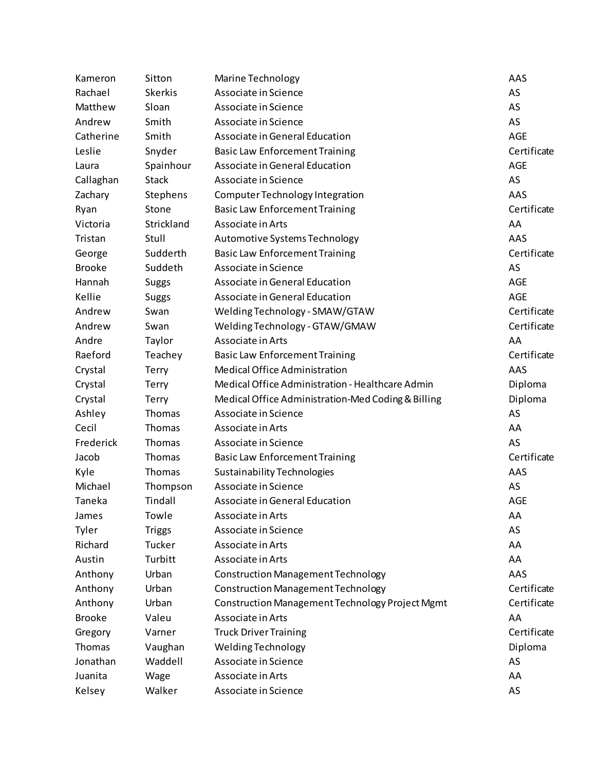| | | | |
|---|---|---|---|
| Kameron | Sitton | Marine Technology | AAS |
| Rachael | Skerkis | Associate in Science | AS |
| Matthew | Sloan | Associate in Science | AS |
| Andrew | Smith | Associate in Science | AS |
| Catherine | Smith | Associate in General Education | AGE |
| Leslie | Snyder | Basic Law Enforcement Training | Certificate |
| Laura | Spainhour | Associate in General Education | AGE |
| Callaghan | Stack | Associate in Science | AS |
| Zachary | Stephens | Computer Technology Integration | AAS |
| Ryan | Stone | Basic Law Enforcement Training | Certificate |
| Victoria | Strickland | Associate in Arts | AA |
| Tristan | Stull | Automotive Systems Technology | AAS |
| George | Sudderth | Basic Law Enforcement Training | Certificate |
| Brooke | Suddeth | Associate in Science | AS |
| Hannah | Suggs | Associate in General Education | AGE |
| Kellie | Suggs | Associate in General Education | AGE |
| Andrew | Swan | Welding Technology - SMAW/GTAW | Certificate |
| Andrew | Swan | Welding Technology - GTAW/GMAW | Certificate |
| Andre | Taylor | Associate in Arts | AA |
| Raeford | Teachey | Basic Law Enforcement Training | Certificate |
| Crystal | Terry | Medical Office Administration | AAS |
| Crystal | Terry | Medical Office Administration - Healthcare Admin | Diploma |
| Crystal | Terry | Medical Office Administration-Med Coding & Billing | Diploma |
| Ashley | Thomas | Associate in Science | AS |
| Cecil | Thomas | Associate in Arts | AA |
| Frederick | Thomas | Associate in Science | AS |
| Jacob | Thomas | Basic Law Enforcement Training | Certificate |
| Kyle | Thomas | Sustainability Technologies | AAS |
| Michael | Thompson | Associate in Science | AS |
| Taneka | Tindall | Associate in General Education | AGE |
| James | Towle | Associate in Arts | AA |
| Tyler | Triggs | Associate in Science | AS |
| Richard | Tucker | Associate in Arts | AA |
| Austin | Turbitt | Associate in Arts | AA |
| Anthony | Urban | Construction Management Technology | AAS |
| Anthony | Urban | Construction Management Technology | Certificate |
| Anthony | Urban | Construction Management Technology Project Mgmt | Certificate |
| Brooke | Valeu | Associate in Arts | AA |
| Gregory | Varner | Truck Driver Training | Certificate |
| Thomas | Vaughan | Welding Technology | Diploma |
| Jonathan | Waddell | Associate in Science | AS |
| Juanita | Wage | Associate in Arts | AA |
| Kelsey | Walker | Associate in Science | AS |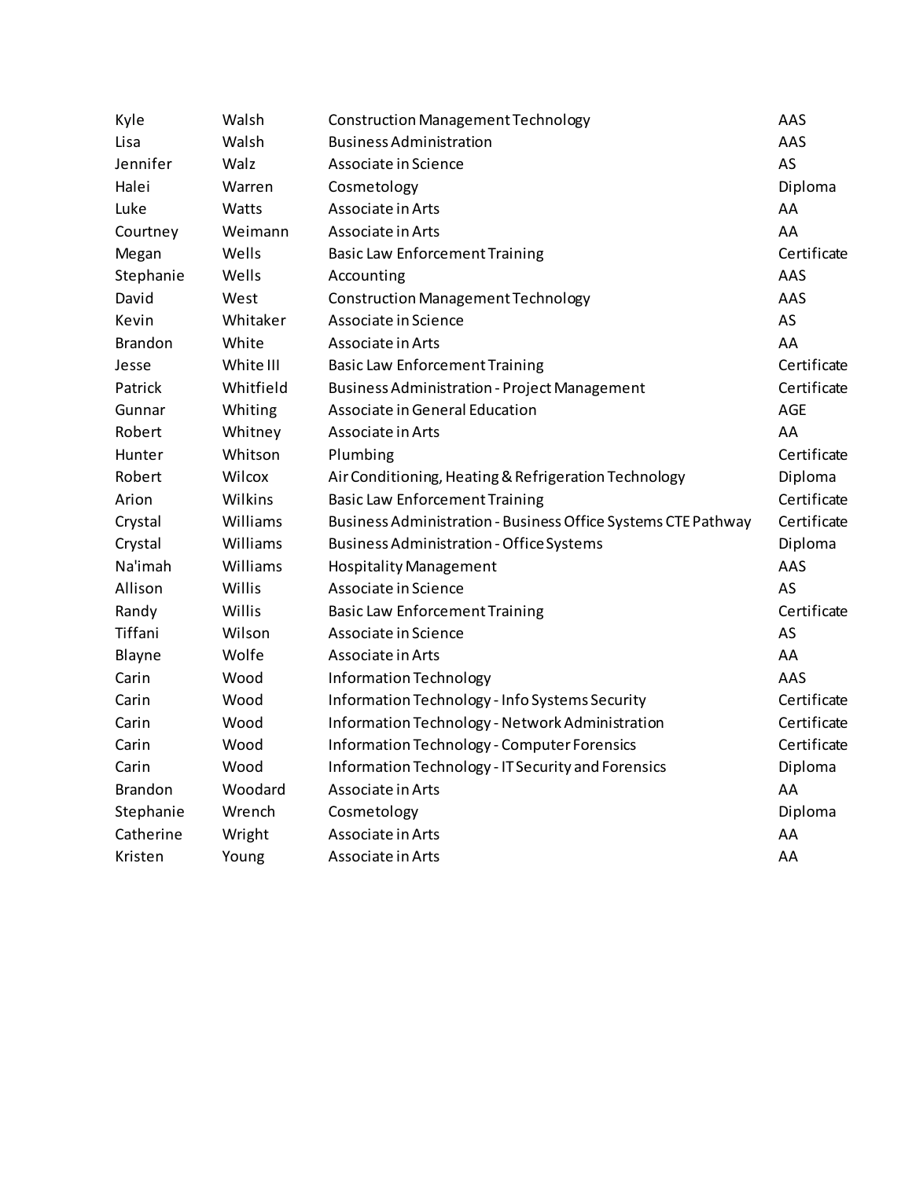| | | | |
|---|---|---|---|
| Kyle | Walsh | Construction Management Technology | AAS |
| Lisa | Walsh | Business Administration | AAS |
| Jennifer | Walz | Associate in Science | AS |
| Halei | Warren | Cosmetology | Diploma |
| Luke | Watts | Associate in Arts | AA |
| Courtney | Weimann | Associate in Arts | AA |
| Megan | Wells | Basic Law Enforcement Training | Certificate |
| Stephanie | Wells | Accounting | AAS |
| David | West | Construction Management Technology | AAS |
| Kevin | Whitaker | Associate in Science | AS |
| Brandon | White | Associate in Arts | AA |
| Jesse | White III | Basic Law Enforcement Training | Certificate |
| Patrick | Whitfield | Business Administration - Project Management | Certificate |
| Gunnar | Whiting | Associate in General Education | AGE |
| Robert | Whitney | Associate in Arts | AA |
| Hunter | Whitson | Plumbing | Certificate |
| Robert | Wilcox | Air Conditioning, Heating & Refrigeration Technology | Diploma |
| Arion | Wilkins | Basic Law Enforcement Training | Certificate |
| Crystal | Williams | Business Administration - Business Office Systems CTE Pathway | Certificate |
| Crystal | Williams | Business Administration - Office Systems | Diploma |
| Na'imah | Williams | Hospitality Management | AAS |
| Allison | Willis | Associate in Science | AS |
| Randy | Willis | Basic Law Enforcement Training | Certificate |
| Tiffani | Wilson | Associate in Science | AS |
| Blayne | Wolfe | Associate in Arts | AA |
| Carin | Wood | Information Technology | AAS |
| Carin | Wood | Information Technology - Info Systems Security | Certificate |
| Carin | Wood | Information Technology - Network Administration | Certificate |
| Carin | Wood | Information Technology - Computer Forensics | Certificate |
| Carin | Wood | Information Technology - IT Security and Forensics | Diploma |
| Brandon | Woodard | Associate in Arts | AA |
| Stephanie | Wrench | Cosmetology | Diploma |
| Catherine | Wright | Associate in Arts | AA |
| Kristen | Young | Associate in Arts | AA |